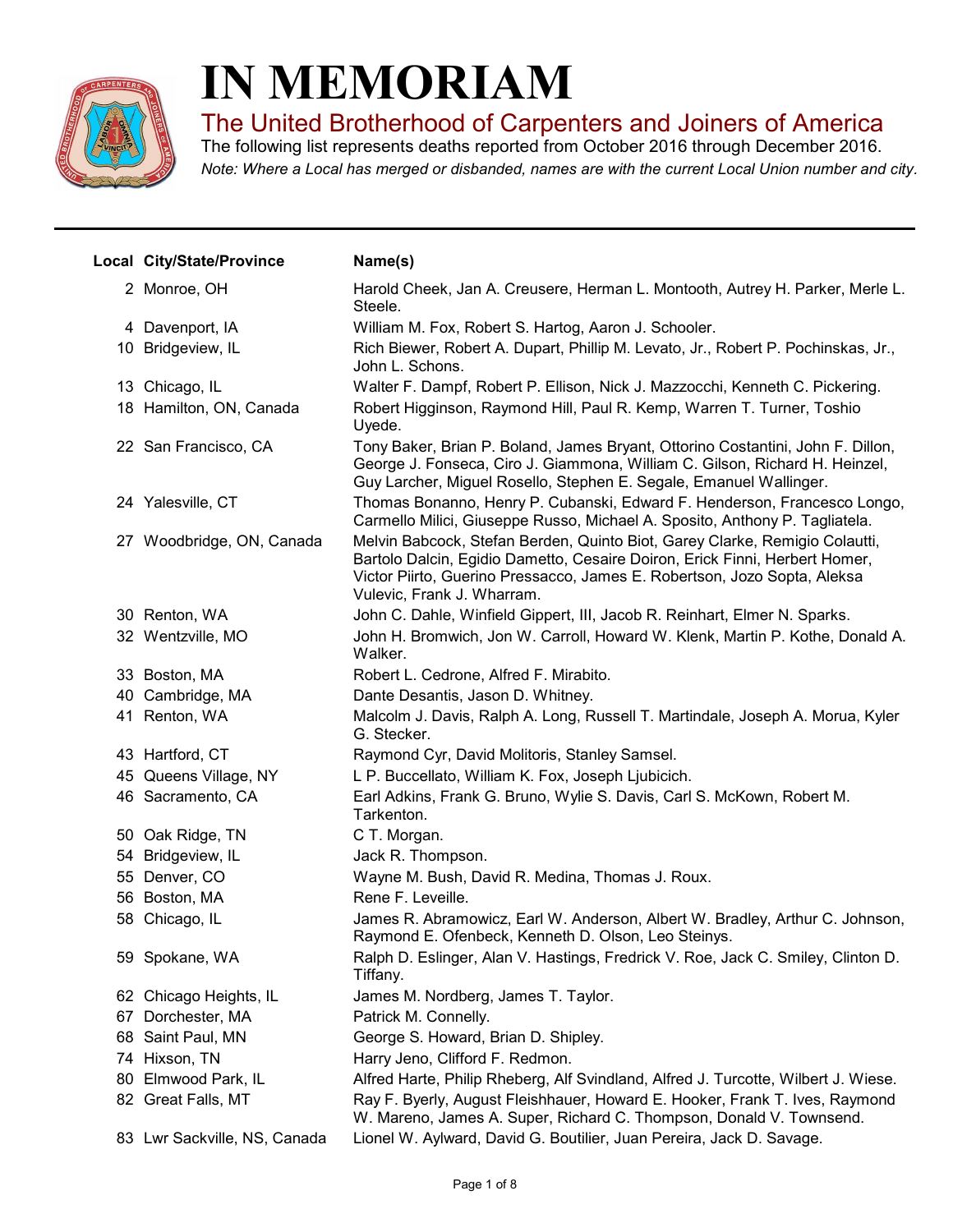# IN MEMORIAM

## The United Brotherhood of Carpenters and Joiners of America

The following list represents deaths reported from October 2016 through December 2016.

*Note: Where a Local has merged or disbanded, names are with the current Local Union number and city.*

| Local | City/State/Province | Name(s) |
|---|---|---|
| 2 | Monroe, OH | Harold Cheek, Jan A. Creusere, Herman L. Montooth, Autrey H. Parker, Merle L. Steele. |
| 4 | Davenport, IA | William M. Fox, Robert S. Hartog, Aaron J. Schooler. |
| 10 | Bridgeview, IL | Rich Biewer, Robert A. Dupart, Phillip M. Levato, Jr., Robert P. Pochinskas, Jr., John L. Schons. |
| 13 | Chicago, IL | Walter F. Dampf, Robert P. Ellison, Nick J. Mazzocchi, Kenneth C. Pickering. |
| 18 | Hamilton, ON, Canada | Robert Higginson, Raymond Hill, Paul R. Kemp, Warren T. Turner, Toshio Uyede. |
| 22 | San Francisco, CA | Tony Baker, Brian P. Boland, James Bryant, Ottorino Costantini, John F. Dillon, George J. Fonseca, Ciro J. Giammona, William C. Gilson, Richard H. Heinzel, Guy Larcher, Miguel Rosello, Stephen E. Segale, Emanuel Wallinger. |
| 24 | Yalesville, CT | Thomas Bonanno, Henry P. Cubanski, Edward F. Henderson, Francesco Longo, Carmello Milici, Giuseppe Russo, Michael A. Sposito, Anthony P. Tagliatela. |
| 27 | Woodbridge, ON, Canada | Melvin Babcock, Stefan Berden, Quinto Biot, Garey Clarke, Remigio Colautti, Bartolo Dalcin, Egidio Dametto, Cesaire Doiron, Erick Finni, Herbert Homer, Victor Piirto, Guerino Pressacco, James E. Robertson, Jozo Sopta, Aleksa Vulevic, Frank J. Wharram. |
| 30 | Renton, WA | John C. Dahle, Winfield Gippert, III, Jacob R. Reinhart, Elmer N. Sparks. |
| 32 | Wentzville, MO | John H. Bromwich, Jon W. Carroll, Howard W. Klenk, Martin P. Kothe, Donald A. Walker. |
| 33 | Boston, MA | Robert L. Cedrone, Alfred F. Mirabito. |
| 40 | Cambridge, MA | Dante Desantis, Jason D. Whitney. |
| 41 | Renton, WA | Malcolm J. Davis, Ralph A. Long, Russell T. Martindale, Joseph A. Morua, Kyler G. Stecker. |
| 43 | Hartford, CT | Raymond Cyr, David Molitoris, Stanley Samsel. |
| 45 | Queens Village, NY | L P. Buccellato, William K. Fox, Joseph Ljubicich. |
| 46 | Sacramento, CA | Earl Adkins, Frank G. Bruno, Wylie S. Davis, Carl S. McKown, Robert M. Tarkenton. |
| 50 | Oak Ridge, TN | C T. Morgan. |
| 54 | Bridgeview, IL | Jack R. Thompson. |
| 55 | Denver, CO | Wayne M. Bush, David R. Medina, Thomas J. Roux. |
| 56 | Boston, MA | Rene F. Leveille. |
| 58 | Chicago, IL | James R. Abramowicz, Earl W. Anderson, Albert W. Bradley, Arthur C. Johnson, Raymond E. Ofenbeck, Kenneth D. Olson, Leo Steinys. |
| 59 | Spokane, WA | Ralph D. Eslinger, Alan V. Hastings, Fredrick V. Roe, Jack C. Smiley, Clinton D. Tiffany. |
| 62 | Chicago Heights, IL | James M. Nordberg, James T. Taylor. |
| 67 | Dorchester, MA | Patrick M. Connelly. |
| 68 | Saint Paul, MN | George S. Howard, Brian D. Shipley. |
| 74 | Hixson, TN | Harry Jeno, Clifford F. Redmon. |
| 80 | Elmwood Park, IL | Alfred Harte, Philip Rheberg, Alf Svindland, Alfred J. Turcotte, Wilbert J. Wiese. |
| 82 | Great Falls, MT | Ray F. Byerly, August Fleishhauer, Howard E. Hooker, Frank T. Ives, Raymond W. Mareno, James A. Super, Richard C. Thompson, Donald V. Townsend. |
| 83 | Lwr Sackville, NS, Canada | Lionel W. Aylward, David G. Boutilier, Juan Pereira, Jack D. Savage. |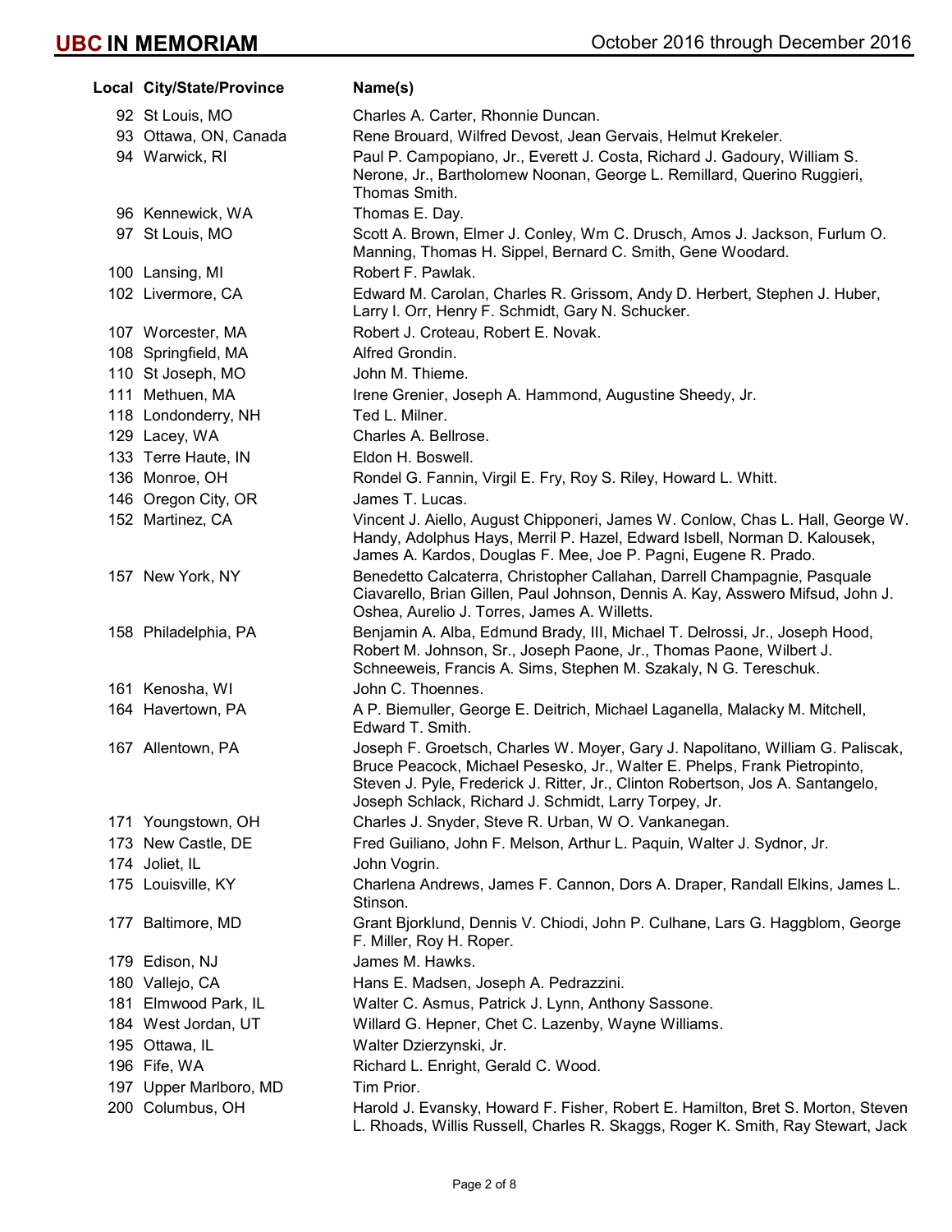| Local | City/State/Province | Name(s) |
| --- | --- | --- |
| 92 | St Louis, MO | Charles A. Carter, Rhonnie Duncan. |
| 93 | Ottawa, ON, Canada | Rene Brouard, Wilfred Devost, Jean Gervais, Helmut Krekeler. |
| 94 | Warwick, RI | Paul P. Campopiano, Jr., Everett J. Costa, Richard J. Gadoury, William S. Nerone, Jr., Bartholomew Noonan, George L. Remillard, Querino Ruggieri, Thomas Smith. |
| 96 | Kennewick, WA | Thomas E. Day. |
| 97 | St Louis, MO | Scott A. Brown, Elmer J. Conley, Wm C. Drusch, Amos J. Jackson, Furlum O. Manning, Thomas H. Sippel, Bernard C. Smith, Gene Woodard. |
| 100 | Lansing, MI | Robert F. Pawlak. |
| 102 | Livermore, CA | Edward M. Carolan, Charles R. Grissom, Andy D. Herbert, Stephen J. Huber, Larry I. Orr, Henry F. Schmidt, Gary N. Schucker. |
| 107 | Worcester, MA | Robert J. Croteau, Robert E. Novak. |
| 108 | Springfield, MA | Alfred Grondin. |
| 110 | St Joseph, MO | John M. Thieme. |
| 111 | Methuen, MA | Irene Grenier, Joseph A. Hammond, Augustine Sheedy, Jr. |
| 118 | Londonderry, NH | Ted L. Milner. |
| 129 | Lacey, WA | Charles A. Bellrose. |
| 133 | Terre Haute, IN | Eldon H. Boswell. |
| 136 | Monroe, OH | Rondel G. Fannin, Virgil E. Fry, Roy S. Riley, Howard L. Whitt. |
| 146 | Oregon City, OR | James T. Lucas. |
| 152 | Martinez, CA | Vincent J. Aiello, August Chipponeri, James W. Conlow, Chas L. Hall, George W. Handy, Adolphus Hays, Merril P. Hazel, Edward Isbell, Norman D. Kalousek, James A. Kardos, Douglas F. Mee, Joe P. Pagni, Eugene R. Prado. |
| 157 | New York, NY | Benedetto Calcaterra, Christopher Callahan, Darrell Champagnie, Pasquale Ciavarello, Brian Gillen, Paul Johnson, Dennis A. Kay, Asswero Mifsud, John J. Oshea, Aurelio J. Torres, James A. Willetts. |
| 158 | Philadelphia, PA | Benjamin A. Alba, Edmund Brady, III, Michael T. Delrossi, Jr., Joseph Hood, Robert M. Johnson, Sr., Joseph Paone, Jr., Thomas Paone, Wilbert J. Schneeweis, Francis A. Sims, Stephen M. Szakaly, N G. Tereschuk. |
| 161 | Kenosha, WI | John C. Thoennes. |
| 164 | Havertown, PA | A P. Biemuller, George E. Deitrich, Michael Laganella, Malacky M. Mitchell, Edward T. Smith. |
| 167 | Allentown, PA | Joseph F. Groetsch, Charles W. Moyer, Gary J. Napolitano, William G. Paliscak, Bruce Peacock, Michael Pesesko, Jr., Walter E. Phelps, Frank Pietropinto, Steven J. Pyle, Frederick J. Ritter, Jr., Clinton Robertson, Jos A. Santangelo, Joseph Schlack, Richard J. Schmidt, Larry Torpey, Jr. |
| 171 | Youngstown, OH | Charles J. Snyder, Steve R. Urban, W O. Vankanegan. |
| 173 | New Castle, DE | Fred Guiliano, John F. Melson, Arthur L. Paquin, Walter J. Sydnor, Jr. |
| 174 | Joliet, IL | John Vogrin. |
| 175 | Louisville, KY | Charlena Andrews, James F. Cannon, Dors A. Draper, Randall Elkins, James L. Stinson. |
| 177 | Baltimore, MD | Grant Bjorklund, Dennis V. Chiodi, John P. Culhane, Lars G. Haggblom, George F. Miller, Roy H. Roper. |
| 179 | Edison, NJ | James M. Hawks. |
| 180 | Vallejo, CA | Hans E. Madsen, Joseph A. Pedrazzini. |
| 181 | Elmwood Park, IL | Walter C. Asmus, Patrick J. Lynn, Anthony Sassone. |
| 184 | West Jordan, UT | Willard G. Hepner, Chet C. Lazenby, Wayne Williams. |
| 195 | Ottawa, IL | Walter Dzierzynski, Jr. |
| 196 | Fife, WA | Richard L. Enright, Gerald C. Wood. |
| 197 | Upper Marlboro, MD | Tim Prior. |
| 200 | Columbus, OH | Harold J. Evansky, Howard F. Fisher, Robert E. Hamilton, Bret S. Morton, Steven L. Rhoads, Willis Russell, Charles R. Skaggs, Roger K. Smith, Ray Stewart, Jack |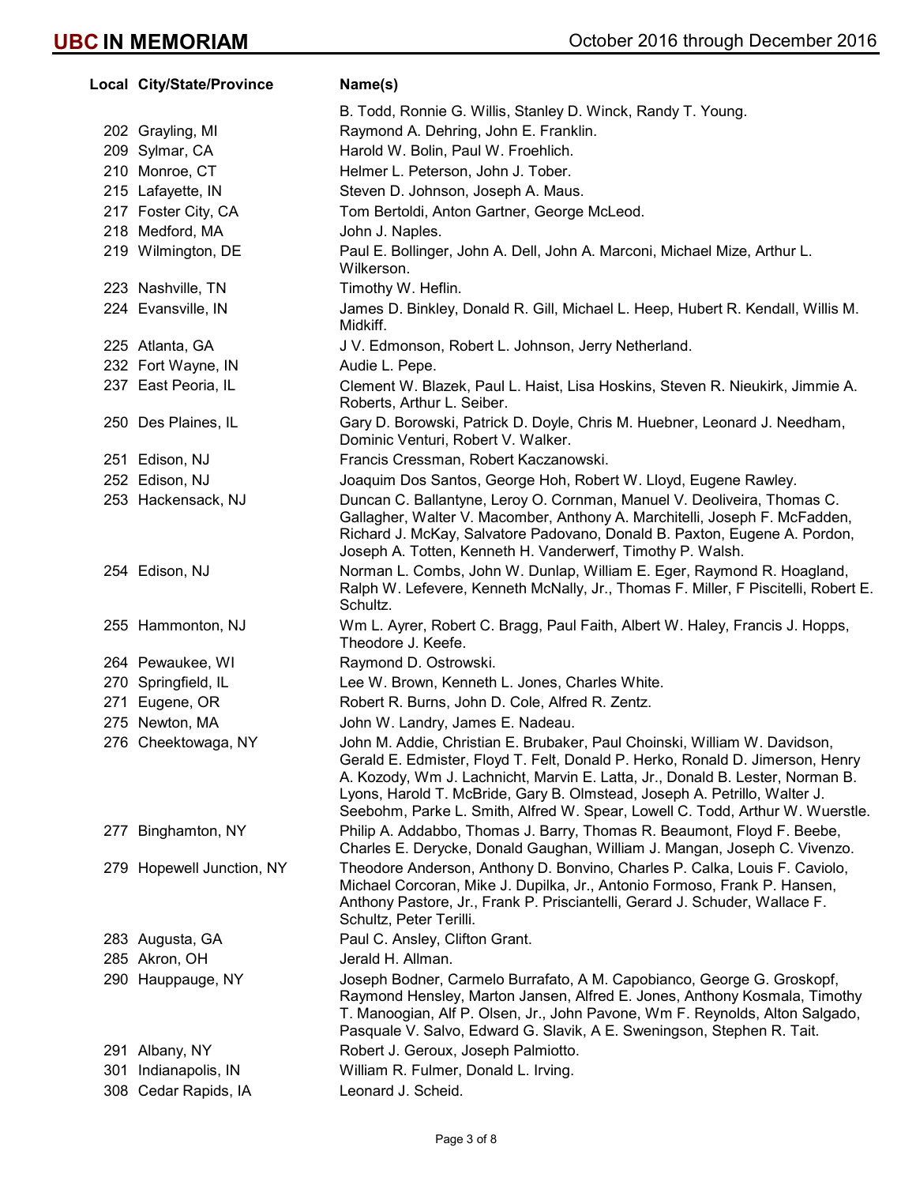| Local | City/State/Province | Name(s) |
|---|---|---|
| | | B. Todd, Ronnie G. Willis, Stanley D. Winck, Randy T. Young. |
| 202 | Grayling, MI | Raymond A. Dehring, John E. Franklin. |
| 209 | Sylmar, CA | Harold W. Bolin, Paul W. Froehlich. |
| 210 | Monroe, CT | Helmer L. Peterson, John J. Tober. |
| 215 | Lafayette, IN | Steven D. Johnson, Joseph A. Maus. |
| 217 | Foster City, CA | Tom Bertoldi, Anton Gartner, George McLeod. |
| 218 | Medford, MA | John J. Naples. |
| 219 | Wilmington, DE | Paul E. Bollinger, John A. Dell, John A. Marconi, Michael Mize, Arthur L. Wilkerson. |
| 223 | Nashville, TN | Timothy W. Heflin. |
| 224 | Evansville, IN | James D. Binkley, Donald R. Gill, Michael L. Heep, Hubert R. Kendall, Willis M. Midkiff. |
| 225 | Atlanta, GA | J V. Edmonson, Robert L. Johnson, Jerry Netherland. |
| 232 | Fort Wayne, IN | Audie L. Pepe. |
| 237 | East Peoria, IL | Clement W. Blazek, Paul L. Haist, Lisa Hoskins, Steven R. Nieukirk, Jimmie A. Roberts, Arthur L. Seiber. |
| 250 | Des Plaines, IL | Gary D. Borowski, Patrick D. Doyle, Chris M. Huebner, Leonard J. Needham, Dominic Venturi, Robert V. Walker. |
| 251 | Edison, NJ | Francis Cressman, Robert Kaczanowski. |
| 252 | Edison, NJ | Joaquim Dos Santos, George Hoh, Robert W. Lloyd, Eugene Rawley. |
| 253 | Hackensack, NJ | Duncan C. Ballantyne, Leroy O. Cornman, Manuel V. Deoliveira, Thomas C. Gallagher, Walter V. Macomber, Anthony A. Marchitelli, Joseph F. McFadden, Richard J. McKay, Salvatore Padovano, Donald B. Paxton, Eugene A. Pordon, Joseph A. Totten, Kenneth H. Vanderwerf, Timothy P. Walsh. |
| 254 | Edison, NJ | Norman L. Combs, John W. Dunlap, William E. Eger, Raymond R. Hoagland, Ralph W. Lefevere, Kenneth McNally, Jr., Thomas F. Miller, F Piscitelli, Robert E. Schultz. |
| 255 | Hammonton, NJ | Wm L. Ayrer, Robert C. Bragg, Paul Faith, Albert W. Haley, Francis J. Hopps, Theodore J. Keefe. |
| 264 | Pewaukee, WI | Raymond D. Ostrowski. |
| 270 | Springfield, IL | Lee W. Brown, Kenneth L. Jones, Charles White. |
| 271 | Eugene, OR | Robert R. Burns, John D. Cole, Alfred R. Zentz. |
| 275 | Newton, MA | John W. Landry, James E. Nadeau. |
| 276 | Cheektowaga, NY | John M. Addie, Christian E. Brubaker, Paul Choinski, William W. Davidson, Gerald E. Edmister, Floyd T. Felt, Donald P. Herko, Ronald D. Jimerson, Henry A. Kozody, Wm J. Lachnicht, Marvin E. Latta, Jr., Donald B. Lester, Norman B. Lyons, Harold T. McBride, Gary B. Olmstead, Joseph A. Petrillo, Walter J. Seebohm, Parke L. Smith, Alfred W. Spear, Lowell C. Todd, Arthur W. Wuerstle. |
| 277 | Binghamton, NY | Philip A. Addabbo, Thomas J. Barry, Thomas R. Beaumont, Floyd F. Beebe, Charles E. Derycke, Donald Gaughan, William J. Mangan, Joseph C. Vivenzo. |
| 279 | Hopewell Junction, NY | Theodore Anderson, Anthony D. Bonvino, Charles P. Calka, Louis F. Caviolo, Michael Corcoran, Mike J. Dupilka, Jr., Antonio Formoso, Frank P. Hansen, Anthony Pastore, Jr., Frank P. Prisciantelli, Gerard J. Schuder, Wallace F. Schultz, Peter Terilli. |
| 283 | Augusta, GA | Paul C. Ansley, Clifton Grant. |
| 285 | Akron, OH | Jerald H. Allman. |
| 290 | Hauppauge, NY | Joseph Bodner, Carmelo Burrafato, A M. Capobianco, George G. Groskopf, Raymond Hensley, Marton Jansen, Alfred E. Jones, Anthony Kosmala, Timothy T. Manoogian, Alf P. Olsen, Jr., John Pavone, Wm F. Reynolds, Alton Salgado, Pasquale V. Salvo, Edward G. Slavik, A E. Sweningson, Stephen R. Tait. |
| 291 | Albany, NY | Robert J. Geroux, Joseph Palmiotto. |
| 301 | Indianapolis, IN | William R. Fulmer, Donald L. Irving. |
| 308 | Cedar Rapids, IA | Leonard J. Scheid. |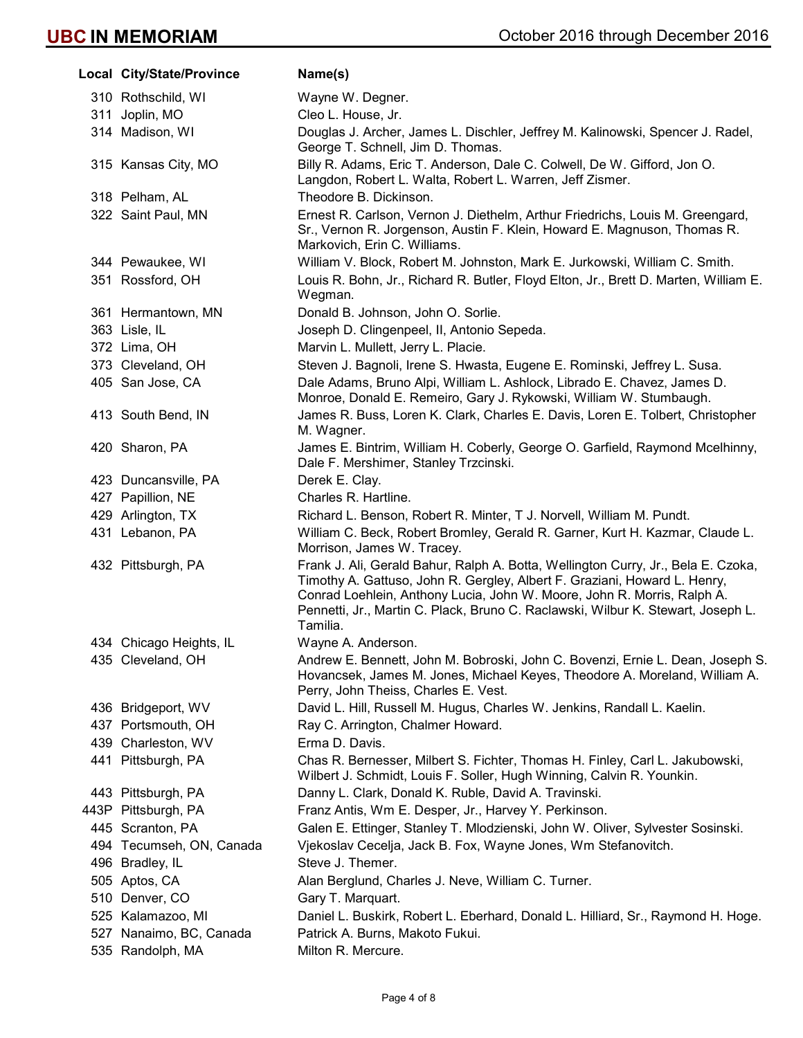| Local | City/State/Province | Name(s) |
|---|---|---|
| 310 | Rothschild, WI | Wayne W. Degner. |
| 311 | Joplin, MO | Cleo L. House, Jr. |
| 314 | Madison, WI | Douglas J. Archer, James L. Dischler, Jeffrey M. Kalinowski, Spencer J. Radel, George T. Schnell, Jim D. Thomas. |
| 315 | Kansas City, MO | Billy R. Adams, Eric T. Anderson, Dale C. Colwell, De W. Gifford, Jon O. Langdon, Robert L. Walta, Robert L. Warren, Jeff Zismer. |
| 318 | Pelham, AL | Theodore B. Dickinson. |
| 322 | Saint Paul, MN | Ernest R. Carlson, Vernon J. Diethelm, Arthur Friedrichs, Louis M. Greengard, Sr., Vernon R. Jorgenson, Austin F. Klein, Howard E. Magnuson, Thomas R. Markovich, Erin C. Williams. |
| 344 | Pewaukee, WI | William V. Block, Robert M. Johnston, Mark E. Jurkowski, William C. Smith. |
| 351 | Rossford, OH | Louis R. Bohn, Jr., Richard R. Butler, Floyd Elton, Jr., Brett D. Marten, William E. Wegman. |
| 361 | Hermantown, MN | Donald B. Johnson, John O. Sorlie. |
| 363 | Lisle, IL | Joseph D. Clingenpeel, II, Antonio Sepeda. |
| 372 | Lima, OH | Marvin L. Mullett, Jerry L. Placie. |
| 373 | Cleveland, OH | Steven J. Bagnoli, Irene S. Hwasta, Eugene E. Rominski, Jeffrey L. Susa. |
| 405 | San Jose, CA | Dale Adams, Bruno Alpi, William L. Ashlock, Librado E. Chavez, James D. Monroe, Donald E. Remeiro, Gary J. Rykowski, William W. Stumbaugh. |
| 413 | South Bend, IN | James R. Buss, Loren K. Clark, Charles E. Davis, Loren E. Tolbert, Christopher M. Wagner. |
| 420 | Sharon, PA | James E. Bintrim, William H. Coberly, George O. Garfield, Raymond Mcelhinny, Dale F. Mershimer, Stanley Trzcinski. |
| 423 | Duncansville, PA | Derek E. Clay. |
| 427 | Papillion, NE | Charles R. Hartline. |
| 429 | Arlington, TX | Richard L. Benson, Robert R. Minter, T J. Norvell, William M. Pundt. |
| 431 | Lebanon, PA | William C. Beck, Robert Bromley, Gerald R. Garner, Kurt H. Kazmar, Claude L. Morrison, James W. Tracey. |
| 432 | Pittsburgh, PA | Frank J. Ali, Gerald Bahur, Ralph A. Botta, Wellington Curry, Jr., Bela E. Czoka, Timothy A. Gattuso, John R. Gergley, Albert F. Graziani, Howard L. Henry, Conrad Loehlein, Anthony Lucia, John W. Moore, John R. Morris, Ralph A. Pennetti, Jr., Martin C. Plack, Bruno C. Raclawski, Wilbur K. Stewart, Joseph L. Tamilia. |
| 434 | Chicago Heights, IL | Wayne A. Anderson. |
| 435 | Cleveland, OH | Andrew E. Bennett, John M. Bobroski, John C. Bovenzi, Ernie L. Dean, Joseph S. Hovancsek, James M. Jones, Michael Keyes, Theodore A. Moreland, William A. Perry, John Theiss, Charles E. Vest. |
| 436 | Bridgeport, WV | David L. Hill, Russell M. Hugus, Charles W. Jenkins, Randall L. Kaelin. |
| 437 | Portsmouth, OH | Ray C. Arrington, Chalmer Howard. |
| 439 | Charleston, WV | Erma D. Davis. |
| 441 | Pittsburgh, PA | Chas R. Bernesser, Milbert S. Fichter, Thomas H. Finley, Carl L. Jakubowski, Wilbert J. Schmidt, Louis F. Soller, Hugh Winning, Calvin R. Younkin. |
| 443 | Pittsburgh, PA | Danny L. Clark, Donald K. Ruble, David A. Travinski. |
| 443P | Pittsburgh, PA | Franz Antis, Wm E. Desper, Jr., Harvey Y. Perkinson. |
| 445 | Scranton, PA | Galen E. Ettinger, Stanley T. Mlodzienski, John W. Oliver, Sylvester Sosinski. |
| 494 | Tecumseh, ON, Canada | Vjekoslav Cecelja, Jack B. Fox, Wayne Jones, Wm Stefanovitch. |
| 496 | Bradley, IL | Steve J. Themer. |
| 505 | Aptos, CA | Alan Berglund, Charles J. Neve, William C. Turner. |
| 510 | Denver, CO | Gary T. Marquart. |
| 525 | Kalamazoo, MI | Daniel L. Buskirk, Robert L. Eberhard, Donald L. Hilliard, Sr., Raymond H. Hoge. |
| 527 | Nanaimo, BC, Canada | Patrick A. Burns, Makoto Fukui. |
| 535 | Randolph, MA | Milton R. Mercure. |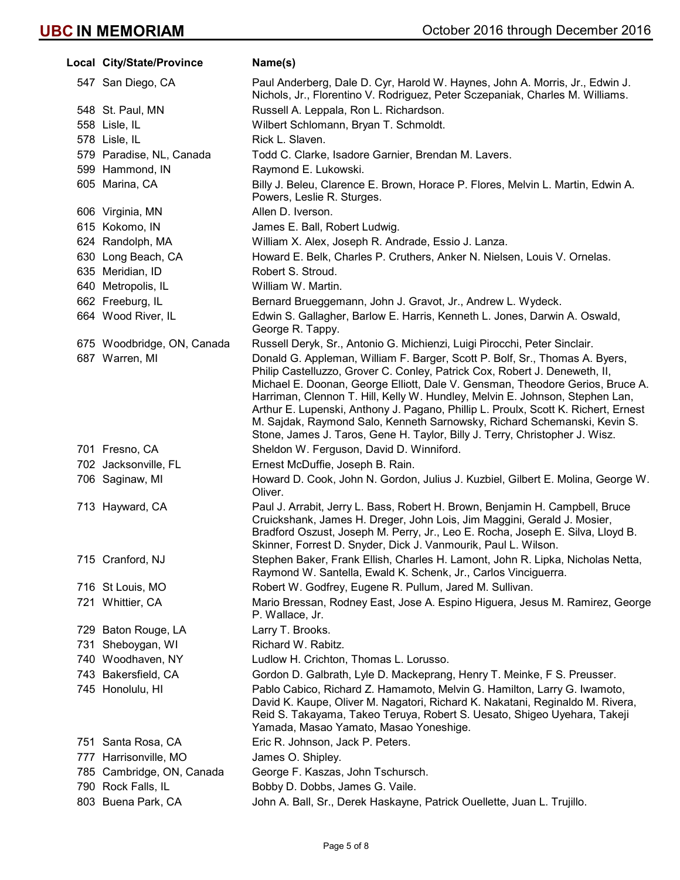| Local | City/State/Province | Name(s) |
|---|---|---|
| 547 | San Diego, CA | Paul Anderberg, Dale D. Cyr, Harold W. Haynes, John A. Morris, Jr., Edwin J. Nichols, Jr., Florentino V. Rodriguez, Peter Sczepaniak, Charles M. Williams. |
| 548 | St. Paul, MN | Russell A. Leppala, Ron L. Richardson. |
| 558 | Lisle, IL | Wilbert Schlomann, Bryan T. Schmoldt. |
| 578 | Lisle, IL | Rick L. Slaven. |
| 579 | Paradise, NL, Canada | Todd C. Clarke, Isadore Garnier, Brendan M. Lavers. |
| 599 | Hammond, IN | Raymond E. Lukowski. |
| 605 | Marina, CA | Billy J. Beleu, Clarence E. Brown, Horace P. Flores, Melvin L. Martin, Edwin A. Powers, Leslie R. Sturges. |
| 606 | Virginia, MN | Allen D. Iverson. |
| 615 | Kokomo, IN | James E. Ball, Robert Ludwig. |
| 624 | Randolph, MA | William X. Alex, Joseph R. Andrade, Essio J. Lanza. |
| 630 | Long Beach, CA | Howard E. Belk, Charles P. Cruthers, Anker N. Nielsen, Louis V. Ornelas. |
| 635 | Meridian, ID | Robert S. Stroud. |
| 640 | Metropolis, IL | William W. Martin. |
| 662 | Freeburg, IL | Bernard Brueggemann, John J. Gravot, Jr., Andrew L. Wydeck. |
| 664 | Wood River, IL | Edwin S. Gallagher, Barlow E. Harris, Kenneth L. Jones, Darwin A. Oswald, George R. Tappy. |
| 675 | Woodbridge, ON, Canada | Russell Deryk, Sr., Antonio G. Michienzi, Luigi Pirocchi, Peter Sinclair. |
| 687 | Warren, MI | Donald G. Appleman, William F. Barger, Scott P. Bolf, Sr., Thomas A. Byers, Philip Castelluzzo, Grover C. Conley, Patrick Cox, Robert J. Deneweth, II, Michael E. Doonan, George Elliott, Dale V. Gensman, Theodore Gerios, Bruce A. Harriman, Clennon T. Hill, Kelly W. Hundley, Melvin E. Johnson, Stephen Lan, Arthur E. Lupenski, Anthony J. Pagano, Phillip L. Proulx, Scott K. Richert, Ernest M. Sajdak, Raymond Salo, Kenneth Sarnowsky, Richard Schemanski, Kevin S. Stone, James J. Taros, Gene H. Taylor, Billy J. Terry, Christopher J. Wisz. |
| 701 | Fresno, CA | Sheldon W. Ferguson, David D. Winniford. |
| 702 | Jacksonville, FL | Ernest McDuffie, Joseph B. Rain. |
| 706 | Saginaw, MI | Howard D. Cook, John N. Gordon, Julius J. Kuzbiel, Gilbert E. Molina, George W. Oliver. |
| 713 | Hayward, CA | Paul J. Arrabit, Jerry L. Bass, Robert H. Brown, Benjamin H. Campbell, Bruce Cruickshank, James H. Dreger, John Lois, Jim Maggini, Gerald J. Mosier, Bradford Oszust, Joseph M. Perry, Jr., Leo E. Rocha, Joseph E. Silva, Lloyd B. Skinner, Forrest D. Snyder, Dick J. Vanmourik, Paul L. Wilson. |
| 715 | Cranford, NJ | Stephen Baker, Frank Ellish, Charles H. Lamont, John R. Lipka, Nicholas Netta, Raymond W. Santella, Ewald K. Schenk, Jr., Carlos Vinciguerra. |
| 716 | St Louis, MO | Robert W. Godfrey, Eugene R. Pullum, Jared M. Sullivan. |
| 721 | Whittier, CA | Mario Bressan, Rodney East, Jose A. Espino Higuera, Jesus M. Ramirez, George P. Wallace, Jr. |
| 729 | Baton Rouge, LA | Larry T. Brooks. |
| 731 | Sheboygan, WI | Richard W. Rabitz. |
| 740 | Woodhaven, NY | Ludlow H. Crichton, Thomas L. Lorusso. |
| 743 | Bakersfield, CA | Gordon D. Galbrath, Lyle D. Mackeprang, Henry T. Meinke, F S. Preusser. |
| 745 | Honolulu, HI | Pablo Cabico, Richard Z. Hamamoto, Melvin G. Hamilton, Larry G. Iwamoto, David K. Kaupe, Oliver M. Nagatori, Richard K. Nakatani, Reginaldo M. Rivera, Reid S. Takayama, Takeo Teruya, Robert S. Uesato, Shigeo Uyehara, Takeji Yamada, Masao Yamato, Masao Yoneshige. |
| 751 | Santa Rosa, CA | Eric R. Johnson, Jack P. Peters. |
| 777 | Harrisonville, MO | James O. Shipley. |
| 785 | Cambridge, ON, Canada | George F. Kaszas, John Tschursch. |
| 790 | Rock Falls, IL | Bobby D. Dobbs, James G. Vaile. |
| 803 | Buena Park, CA | John A. Ball, Sr., Derek Haskayne, Patrick Ouellette, Juan L. Trujillo. |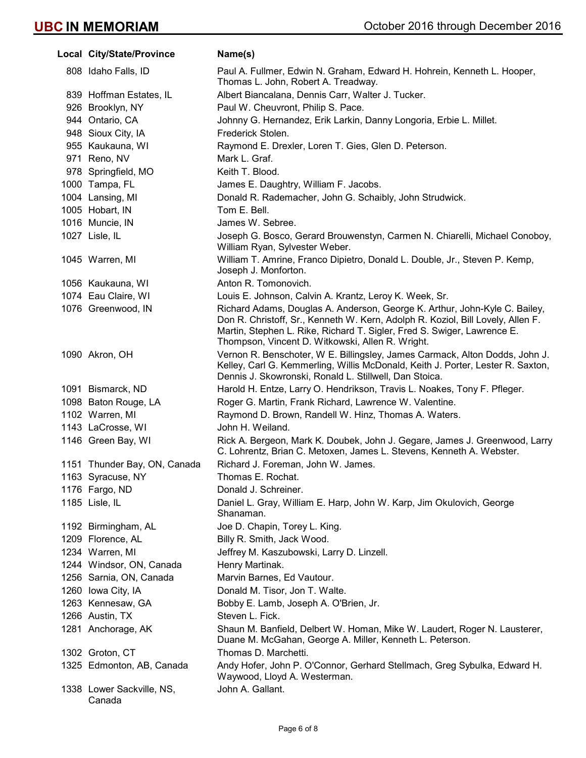| Local | City/State/Province | Name(s) |
|---|---|---|
| 808 | Idaho Falls, ID | Paul A. Fullmer, Edwin N. Graham, Edward H. Hohrein, Kenneth L. Hooper, Thomas L. John, Robert A. Treadway. |
| 839 | Hoffman Estates, IL | Albert Biancalana, Dennis Carr, Walter J. Tucker. |
| 926 | Brooklyn, NY | Paul W. Cheuvront, Philip S. Pace. |
| 944 | Ontario, CA | Johnny G. Hernandez, Erik Larkin, Danny Longoria, Erbie L. Millet. |
| 948 | Sioux City, IA | Frederick Stolen. |
| 955 | Kaukauna, WI | Raymond E. Drexler, Loren T. Gies, Glen D. Peterson. |
| 971 | Reno, NV | Mark L. Graf. |
| 978 | Springfield, MO | Keith T. Blood. |
| 1000 | Tampa, FL | James E. Daughtry, William F. Jacobs. |
| 1004 | Lansing, MI | Donald R. Rademacher, John G. Schaibly, John Strudwick. |
| 1005 | Hobart, IN | Tom E. Bell. |
| 1016 | Muncie, IN | James W. Sebree. |
| 1027 | Lisle, IL | Joseph G. Bosco, Gerard Brouwenstyn, Carmen N. Chiarelli, Michael Conoboy, William Ryan, Sylvester Weber. |
| 1045 | Warren, MI | William T. Amrine, Franco Dipietro, Donald L. Double, Jr., Steven P. Kemp, Joseph J. Monforton. |
| 1056 | Kaukauna, WI | Anton R. Tomonovich. |
| 1074 | Eau Claire, WI | Louis E. Johnson, Calvin A. Krantz, Leroy K. Week, Sr. |
| 1076 | Greenwood, IN | Richard Adams, Douglas A. Anderson, George K. Arthur, John-Kyle C. Bailey, Don R. Christoff, Sr., Kenneth W. Kern, Adolph R. Koziol, Bill Lovely, Allen F. Martin, Stephen L. Rike, Richard T. Sigler, Fred S. Swiger, Lawrence E. Thompson, Vincent D. Witkowski, Allen R. Wright. |
| 1090 | Akron, OH | Vernon R. Benschoter, W E. Billingsley, James Carmack, Alton Dodds, John J. Kelley, Carl G. Kemmerling, Willis McDonald, Keith J. Porter, Lester R. Saxton, Dennis J. Skowronski, Ronald L. Stillwell, Dan Stoica. |
| 1091 | Bismarck, ND | Harold H. Entze, Larry O. Hendrikson, Travis L. Noakes, Tony F. Pfleger. |
| 1098 | Baton Rouge, LA | Roger G. Martin, Frank Richard, Lawrence W. Valentine. |
| 1102 | Warren, MI | Raymond D. Brown, Randell W. Hinz, Thomas A. Waters. |
| 1143 | LaCrosse, WI | John H. Weiland. |
| 1146 | Green Bay, WI | Rick A. Bergeon, Mark K. Doubek, John J. Gegare, James J. Greenwood, Larry C. Lohrentz, Brian C. Metoxen, James L. Stevens, Kenneth A. Webster. |
| 1151 | Thunder Bay, ON, Canada | Richard J. Foreman, John W. James. |
| 1163 | Syracuse, NY | Thomas E. Rochat. |
| 1176 | Fargo, ND | Donald J. Schreiner. |
| 1185 | Lisle, IL | Daniel L. Gray, William E. Harp, John W. Karp, Jim Okulovich, George Shanaman. |
| 1192 | Birmingham, AL | Joe D. Chapin, Torey L. King. |
| 1209 | Florence, AL | Billy R. Smith, Jack Wood. |
| 1234 | Warren, MI | Jeffrey M. Kaszubowski, Larry D. Linzell. |
| 1244 | Windsor, ON, Canada | Henry Martinak. |
| 1256 | Sarnia, ON, Canada | Marvin Barnes, Ed Vautour. |
| 1260 | Iowa City, IA | Donald M. Tisor, Jon T. Walte. |
| 1263 | Kennesaw, GA | Bobby E. Lamb, Joseph A. O'Brien, Jr. |
| 1266 | Austin, TX | Steven L. Fick. |
| 1281 | Anchorage, AK | Shaun M. Banfield, Delbert W. Homan, Mike W. Laudert, Roger N. Lausterer, Duane M. McGahan, George A. Miller, Kenneth L. Peterson. |
| 1302 | Groton, CT | Thomas D. Marchetti. |
| 1325 | Edmonton, AB, Canada | Andy Hofer, John P. O'Connor, Gerhard Stellmach, Greg Sybulka, Edward H. Waywood, Lloyd A. Westerman. |
| 1338 | Lower Sackville, NS, Canada | John A. Gallant. |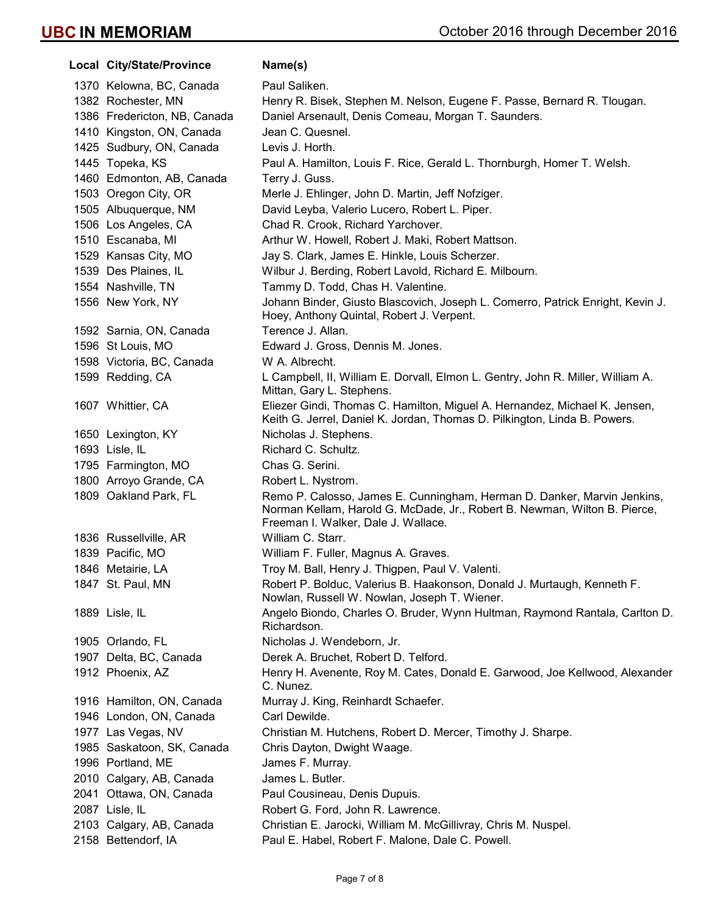| Local | City/State/Province | Name(s) |
|---|---|---|
| 1370 | Kelowna, BC, Canada | Paul Saliken. |
| 1382 | Rochester, MN | Henry R. Bisek, Stephen M. Nelson, Eugene F. Passe, Bernard R. Tlougan. |
| 1386 | Fredericton, NB, Canada | Daniel Arsenault, Denis Comeau, Morgan T. Saunders. |
| 1410 | Kingston, ON, Canada | Jean C. Quesnel. |
| 1425 | Sudbury, ON, Canada | Levis J. Horth. |
| 1445 | Topeka, KS | Paul A. Hamilton, Louis F. Rice, Gerald L. Thornburgh, Homer T. Welsh. |
| 1460 | Edmonton, AB, Canada | Terry J. Guss. |
| 1503 | Oregon City, OR | Merle J. Ehlinger, John D. Martin, Jeff Nofziger. |
| 1505 | Albuquerque, NM | David Leyba, Valerio Lucero, Robert L. Piper. |
| 1506 | Los Angeles, CA | Chad R. Crook, Richard Yarchover. |
| 1510 | Escanaba, MI | Arthur W. Howell, Robert J. Maki, Robert Mattson. |
| 1529 | Kansas City, MO | Jay S. Clark, James E. Hinkle, Louis Scherzer. |
| 1539 | Des Plaines, IL | Wilbur J. Berding, Robert Lavold, Richard E. Milbourn. |
| 1554 | Nashville, TN | Tammy D. Todd, Chas H. Valentine. |
| 1556 | New York, NY | Johann Binder, Giusto Blascovich, Joseph L. Comerro, Patrick Enright, Kevin J. Hoey, Anthony Quintal, Robert J. Verpent. |
| 1592 | Sarnia, ON, Canada | Terence J. Allan. |
| 1596 | St Louis, MO | Edward J. Gross, Dennis M. Jones. |
| 1598 | Victoria, BC, Canada | W A. Albrecht. |
| 1599 | Redding, CA | L Campbell, II, William E. Dorvall, Elmon L. Gentry, John R. Miller, William A. Mittan, Gary L. Stephens. |
| 1607 | Whittier, CA | Eliezer Gindi, Thomas C. Hamilton, Miguel A. Hernandez, Michael K. Jensen, Keith G. Jerrel, Daniel K. Jordan, Thomas D. Pilkington, Linda B. Powers. |
| 1650 | Lexington, KY | Nicholas J. Stephens. |
| 1693 | Lisle, IL | Richard C. Schultz. |
| 1795 | Farmington, MO | Chas G. Serini. |
| 1800 | Arroyo Grande, CA | Robert L. Nystrom. |
| 1809 | Oakland Park, FL | Remo P. Calosso, James E. Cunningham, Herman D. Danker, Marvin Jenkins, Norman Kellam, Harold G. McDade, Jr., Robert B. Newman, Wilton B. Pierce, Freeman I. Walker, Dale J. Wallace. |
| 1836 | Russellville, AR | William C. Starr. |
| 1839 | Pacific, MO | William F. Fuller, Magnus A. Graves. |
| 1846 | Metairie, LA | Troy M. Ball, Henry J. Thigpen, Paul V. Valenti. |
| 1847 | St. Paul, MN | Robert P. Bolduc, Valerius B. Haakonson, Donald J. Murtaugh, Kenneth F. Nowlan, Russell W. Nowlan, Joseph T. Wiener. |
| 1889 | Lisle, IL | Angelo Biondo, Charles O. Bruder, Wynn Hultman, Raymond Rantala, Carlton D. Richardson. |
| 1905 | Orlando, FL | Nicholas J. Wendeborn, Jr. |
| 1907 | Delta, BC, Canada | Derek A. Bruchet, Robert D. Telford. |
| 1912 | Phoenix, AZ | Henry H. Avenente, Roy M. Cates, Donald E. Garwood, Joe Kellwood, Alexander C. Nunez. |
| 1916 | Hamilton, ON, Canada | Murray J. King, Reinhardt Schaefer. |
| 1946 | London, ON, Canada | Carl Dewilde. |
| 1977 | Las Vegas, NV | Christian M. Hutchens, Robert D. Mercer, Timothy J. Sharpe. |
| 1985 | Saskatoon, SK, Canada | Chris Dayton, Dwight Waage. |
| 1996 | Portland, ME | James F. Murray. |
| 2010 | Calgary, AB, Canada | James L. Butler. |
| 2041 | Ottawa, ON, Canada | Paul Cousineau, Denis Dupuis. |
| 2087 | Lisle, IL | Robert G. Ford, John R. Lawrence. |
| 2103 | Calgary, AB, Canada | Christian E. Jarocki, William M. McGillivray, Chris M. Nuspel. |
| 2158 | Bettendorf, IA | Paul E. Habel, Robert F. Malone, Dale C. Powell. |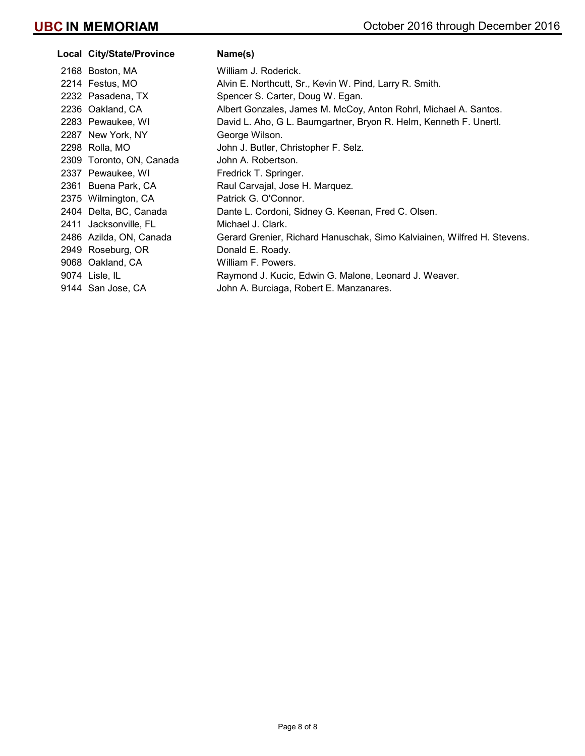| Local | City/State/Province | Name(s) |
| --- | --- | --- |
| 2168 | Boston, MA | William J. Roderick. |
| 2214 | Festus, MO | Alvin E. Northcutt, Sr., Kevin W. Pind, Larry R. Smith. |
| 2232 | Pasadena, TX | Spencer S. Carter, Doug W. Egan. |
| 2236 | Oakland, CA | Albert Gonzales, James M. McCoy, Anton Rohrl, Michael A. Santos. |
| 2283 | Pewaukee, WI | David L. Aho, G L. Baumgartner, Bryon R. Helm, Kenneth F. Unertl. |
| 2287 | New York, NY | George Wilson. |
| 2298 | Rolla, MO | John J. Butler, Christopher F. Selz. |
| 2309 | Toronto, ON, Canada | John A. Robertson. |
| 2337 | Pewaukee, WI | Fredrick T. Springer. |
| 2361 | Buena Park, CA | Raul Carvajal, Jose H. Marquez. |
| 2375 | Wilmington, CA | Patrick G. O'Connor. |
| 2404 | Delta, BC, Canada | Dante L. Cordoni, Sidney G. Keenan, Fred C. Olsen. |
| 2411 | Jacksonville, FL | Michael J. Clark. |
| 2486 | Azilda, ON, Canada | Gerard Grenier, Richard Hanuschak, Simo Kalviainen, Wilfred H. Stevens. |
| 2949 | Roseburg, OR | Donald E. Roady. |
| 9068 | Oakland, CA | William F. Powers. |
| 9074 | Lisle, IL | Raymond J. Kucic, Edwin G. Malone, Leonard J. Weaver. |
| 9144 | San Jose, CA | John A. Burciaga, Robert E. Manzanares. |